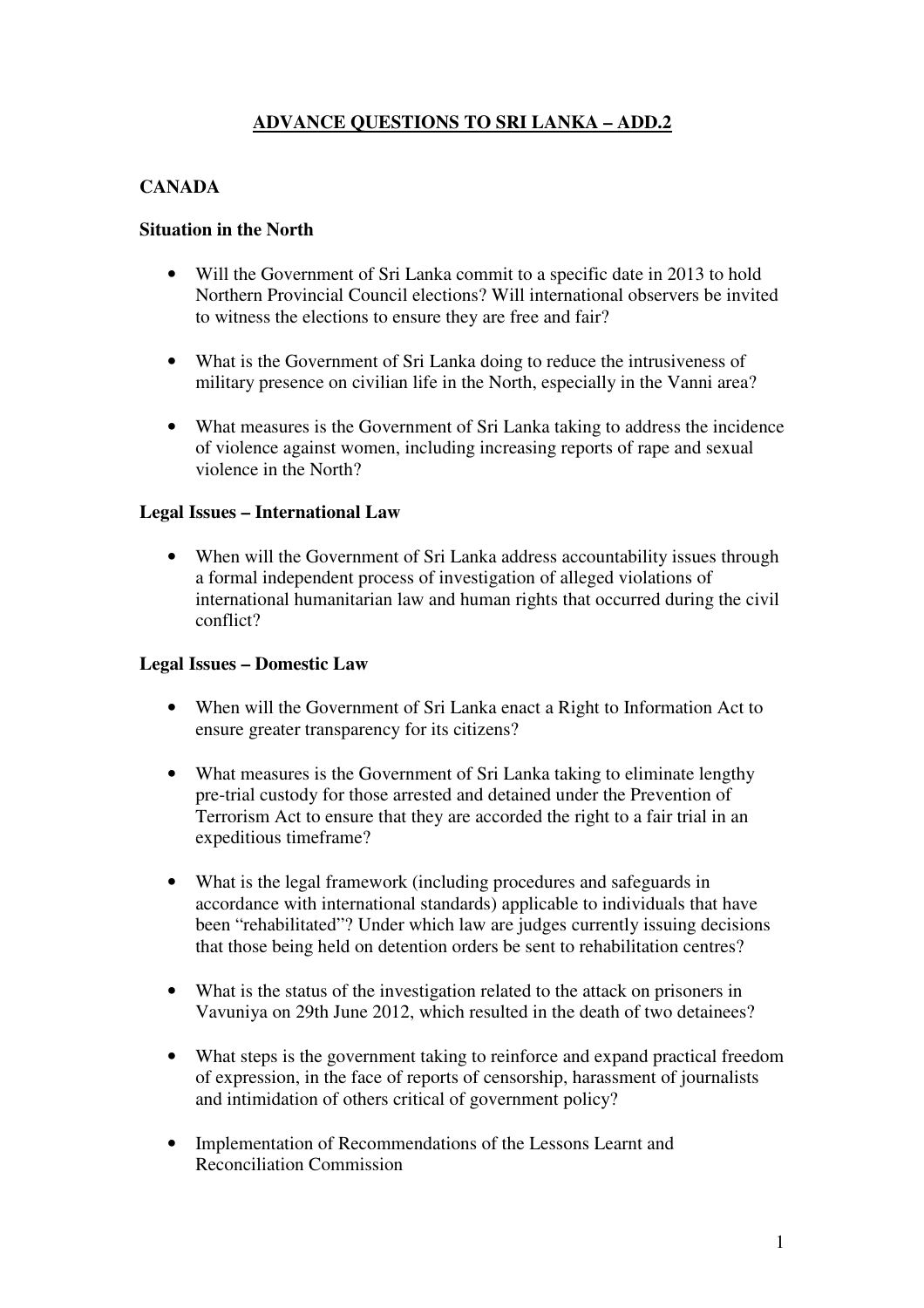# ADVANCE QUESTIONS TO SRI LANKA – ADD.2

## CANADA

### Situation in the North

- Will the Government of Sri Lanka commit to a specific date in 2013 to hold Northern Provincial Council elections? Will international observers be invited to witness the elections to ensure they are free and fair?

- What is the Government of Sri Lanka doing to reduce the intrusiveness of military presence on civilian life in the North, especially in the Vanni area?

- What measures is the Government of Sri Lanka taking to address the incidence of violence against women, including increasing reports of rape and sexual violence in the North?

### Legal Issues – International Law

- When will the Government of Sri Lanka address accountability issues through a formal independent process of investigation of alleged violations of international humanitarian law and human rights that occurred during the civil conflict?

### Legal Issues – Domestic Law

- When will the Government of Sri Lanka enact a Right to Information Act to ensure greater transparency for its citizens?

- What measures is the Government of Sri Lanka taking to eliminate lengthy pre-trial custody for those arrested and detained under the Prevention of Terrorism Act to ensure that they are accorded the right to a fair trial in an expeditious timeframe?

- What is the legal framework (including procedures and safeguards in accordance with international standards) applicable to individuals that have been "rehabilitated"? Under which law are judges currently issuing decisions that those being held on detention orders be sent to rehabilitation centres?

- What is the status of the investigation related to the attack on prisoners in Vavuniya on 29th June 2012, which resulted in the death of two detainees?

- What steps is the government taking to reinforce and expand practical freedom of expression, in the face of reports of censorship, harassment of journalists and intimidation of others critical of government policy?

- Implementation of Recommendations of the Lessons Learnt and Reconciliation Commission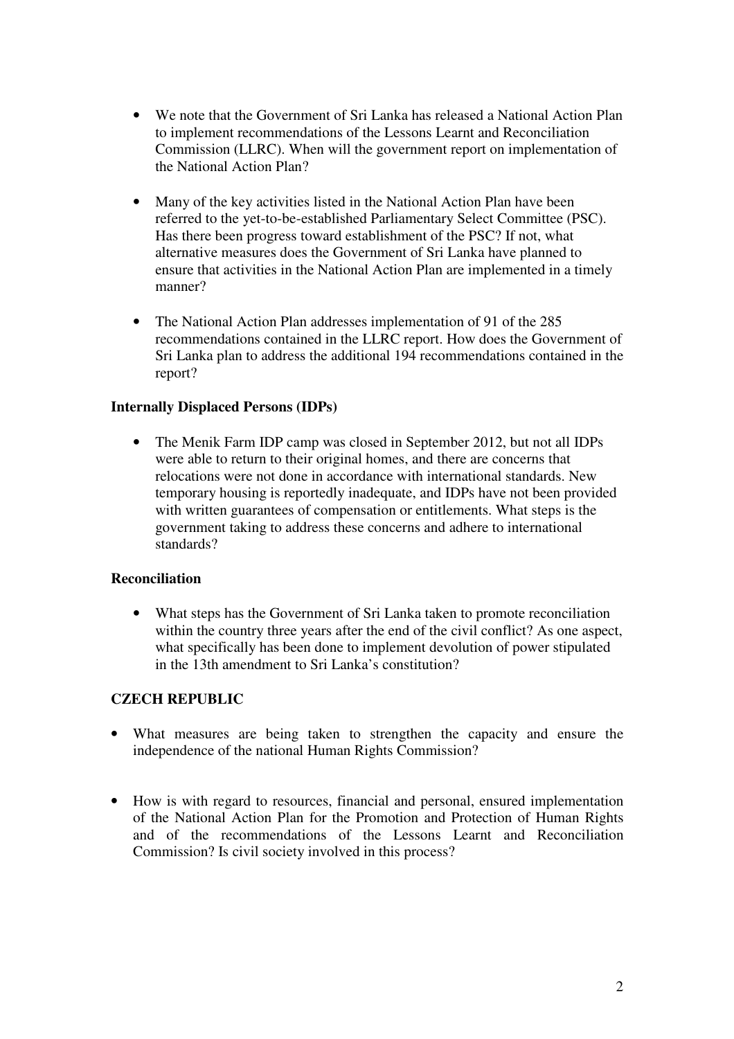- We note that the Government of Sri Lanka has released a National Action Plan to implement recommendations of the Lessons Learnt and Reconciliation Commission (LLRC). When will the government report on implementation of the National Action Plan?

- Many of the key activities listed in the National Action Plan have been referred to the yet-to-be-established Parliamentary Select Committee (PSC). Has there been progress toward establishment of the PSC? If not, what alternative measures does the Government of Sri Lanka have planned to ensure that activities in the National Action Plan are implemented in a timely manner?

- The National Action Plan addresses implementation of 91 of the 285 recommendations contained in the LLRC report. How does the Government of Sri Lanka plan to address the additional 194 recommendations contained in the report?

**Internally Displaced Persons (IDPs)**

- The Menik Farm IDP camp was closed in September 2012, but not all IDPs were able to return to their original homes, and there are concerns that relocations were not done in accordance with international standards. New temporary housing is reportedly inadequate, and IDPs have not been provided with written guarantees of compensation or entitlements. What steps is the government taking to address these concerns and adhere to international standards?

**Reconciliation**

- What steps has the Government of Sri Lanka taken to promote reconciliation within the country three years after the end of the civil conflict? As one aspect, what specifically has been done to implement devolution of power stipulated in the 13th amendment to Sri Lanka's constitution?

**CZECH REPUBLIC**

- What measures are being taken to strengthen the capacity and ensure the independence of the national Human Rights Commission?

- How is with regard to resources, financial and personal, ensured implementation of the National Action Plan for the Promotion and Protection of Human Rights and of the recommendations of the Lessons Learnt and Reconciliation Commission? Is civil society involved in this process?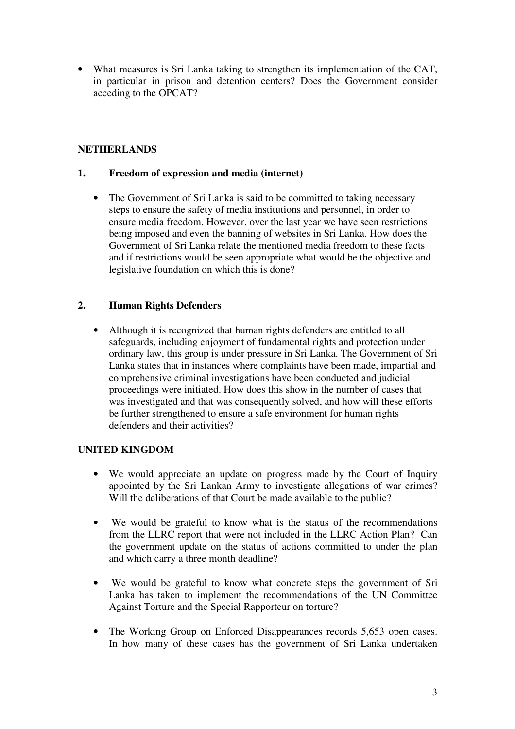- What measures is Sri Lanka taking to strengthen its implementation of the CAT, in particular in prison and detention centers? Does the Government consider acceding to the OPCAT?

**NETHERLANDS**

**1. Freedom of expression and media (internet)**

- The Government of Sri Lanka is said to be committed to taking necessary steps to ensure the safety of media institutions and personnel, in order to ensure media freedom. However, over the last year we have seen restrictions being imposed and even the banning of websites in Sri Lanka. How does the Government of Sri Lanka relate the mentioned media freedom to these facts and if restrictions would be seen appropriate what would be the objective and legislative foundation on which this is done?

**2. Human Rights Defenders**

- Although it is recognized that human rights defenders are entitled to all safeguards, including enjoyment of fundamental rights and protection under ordinary law, this group is under pressure in Sri Lanka. The Government of Sri Lanka states that in instances where complaints have been made, impartial and comprehensive criminal investigations have been conducted and judicial proceedings were initiated. How does this show in the number of cases that was investigated and that was consequently solved, and how will these efforts be further strengthened to ensure a safe environment for human rights defenders and their activities?

**UNITED KINGDOM**

- We would appreciate an update on progress made by the Court of Inquiry appointed by the Sri Lankan Army to investigate allegations of war crimes? Will the deliberations of that Court be made available to the public?

- We would be grateful to know what is the status of the recommendations from the LLRC report that were not included in the LLRC Action Plan? Can the government update on the status of actions committed to under the plan and which carry a three month deadline?

- We would be grateful to know what concrete steps the government of Sri Lanka has taken to implement the recommendations of the UN Committee Against Torture and the Special Rapporteur on torture?

- The Working Group on Enforced Disappearances records 5,653 open cases. In how many of these cases has the government of Sri Lanka undertaken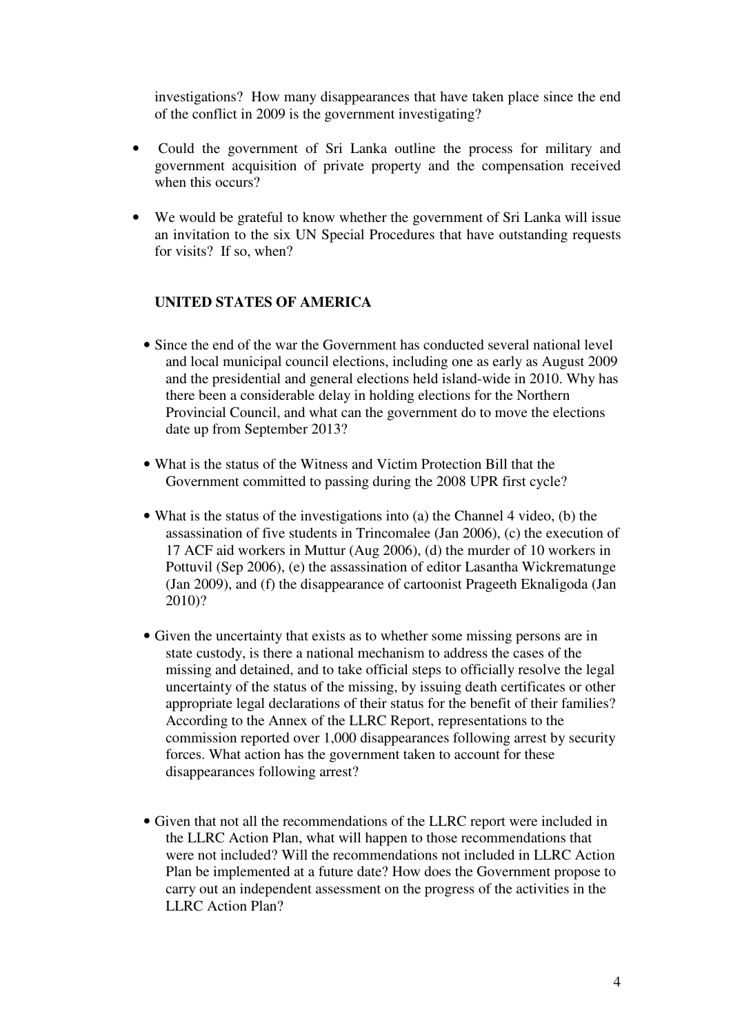investigations? How many disappearances that have taken place since the end of the conflict in 2009 is the government investigating?

- Could the government of Sri Lanka outline the process for military and government acquisition of private property and the compensation received when this occurs?

- We would be grateful to know whether the government of Sri Lanka will issue an invitation to the six UN Special Procedures that have outstanding requests for visits? If so, when?

**UNITED STATES OF AMERICA**

- Since the end of the war the Government has conducted several national level and local municipal council elections, including one as early as August 2009 and the presidential and general elections held island-wide in 2010. Why has there been a considerable delay in holding elections for the Northern Provincial Council, and what can the government do to move the elections date up from September 2013?

- What is the status of the Witness and Victim Protection Bill that the Government committed to passing during the 2008 UPR first cycle?

- What is the status of the investigations into (a) the Channel 4 video, (b) the assassination of five students in Trincomalee (Jan 2006), (c) the execution of 17 ACF aid workers in Muttur (Aug 2006), (d) the murder of 10 workers in Pottuvil (Sep 2006), (e) the assassination of editor Lasantha Wickrematunge (Jan 2009), and (f) the disappearance of cartoonist Prageeth Eknaligoda (Jan 2010)?

- Given the uncertainty that exists as to whether some missing persons are in state custody, is there a national mechanism to address the cases of the missing and detained, and to take official steps to officially resolve the legal uncertainty of the status of the missing, by issuing death certificates or other appropriate legal declarations of their status for the benefit of their families? According to the Annex of the LLRC Report, representations to the commission reported over 1,000 disappearances following arrest by security forces. What action has the government taken to account for these disappearances following arrest?

- Given that not all the recommendations of the LLRC report were included in the LLRC Action Plan, what will happen to those recommendations that were not included? Will the recommendations not included in LLRC Action Plan be implemented at a future date? How does the Government propose to carry out an independent assessment on the progress of the activities in the LLRC Action Plan?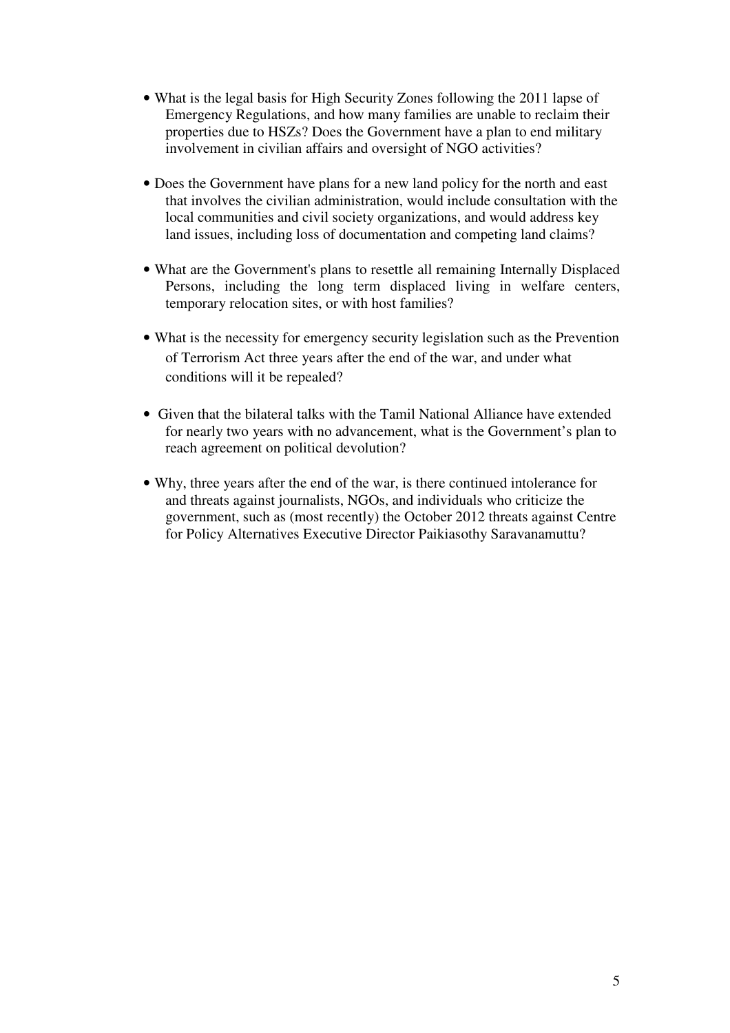- What is the legal basis for High Security Zones following the 2011 lapse of Emergency Regulations, and how many families are unable to reclaim their properties due to HSZs? Does the Government have a plan to end military involvement in civilian affairs and oversight of NGO activities?

- Does the Government have plans for a new land policy for the north and east that involves the civilian administration, would include consultation with the local communities and civil society organizations, and would address key land issues, including loss of documentation and competing land claims?

- What are the Government's plans to resettle all remaining Internally Displaced Persons, including the long term displaced living in welfare centers, temporary relocation sites, or with host families?

- What is the necessity for emergency security legislation such as the Prevention of Terrorism Act three years after the end of the war, and under what conditions will it be repealed?

- Given that the bilateral talks with the Tamil National Alliance have extended for nearly two years with no advancement, what is the Government's plan to reach agreement on political devolution?

- Why, three years after the end of the war, is there continued intolerance for and threats against journalists, NGOs, and individuals who criticize the government, such as (most recently) the October 2012 threats against Centre for Policy Alternatives Executive Director Paikiasothy Saravanamuttu?